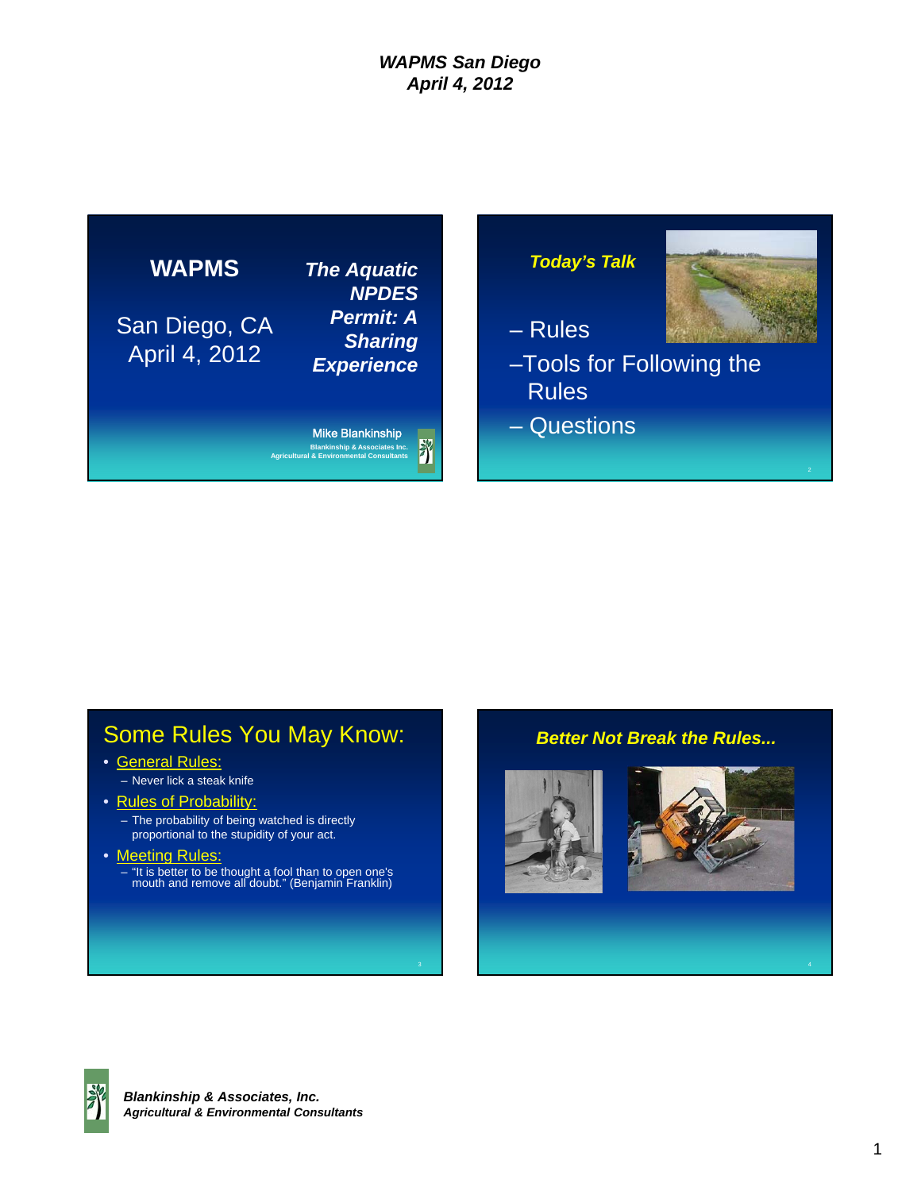## Slide 1

**WAPMS**

San Diego, CA
April 4, 2012

***The Aquatic NPDES Permit: A Sharing Experience***

Mike Blankinship
Blankinship & Associates Inc.
Agricultural & Environmental Consultants

## Slide 2

***Today's Talk***

- Rules
- Tools for Following the Rules
- Questions

## Slide 3

## Some Rules You May Know:

- General Rules:
  - Never lick a steak knife
- Rules of Probability:
  - The probability of being watched is directly proportional to the stupidity of your act.
- Meeting Rules:
  - "It is better to be thought a fool than to open one's mouth and remove all doubt." (Benjamin Franklin)

## Slide 4

***Better Not Break the Rules...***

***Blankinship & Associates, Inc.***
***Agricultural & Environmental Consultants***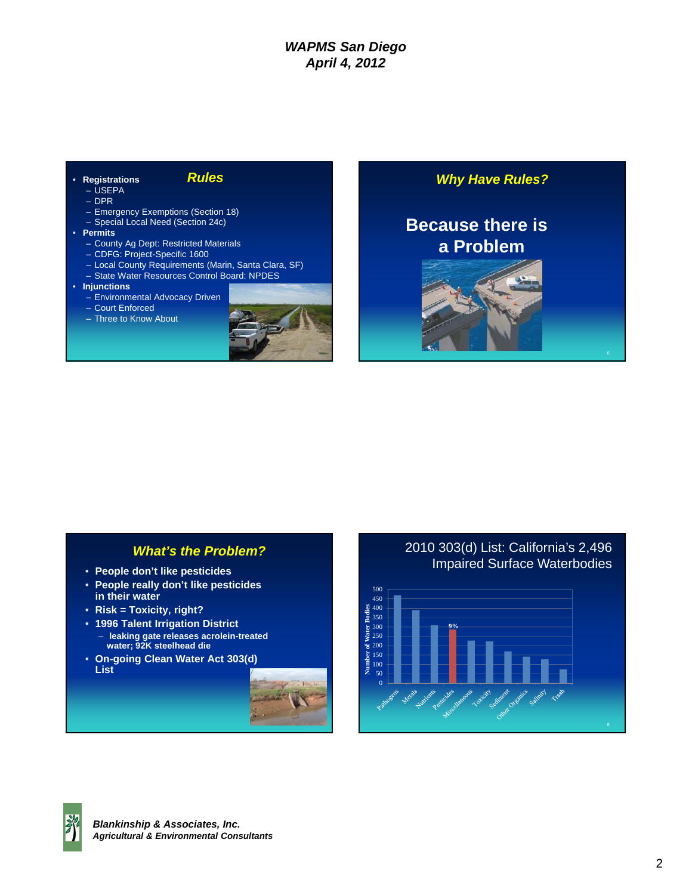## Rules

- **Registrations**
  - USEPA
  - DPR
  - Emergency Exemptions (Section 18)
  - Special Local Need (Section 24c)
- **Permits**
  - County Ag Dept: Restricted Materials
  - CDFG: Project-Specific 1600
  - Local County Requirements (Marin, Santa Clara, SF)
  - State Water Resources Control Board: NPDES
- **Injunctions**
  - Environmental Advocacy Driven
  - Court Enforced
  - Three to Know About

## Why Have Rules?

**Because there is a Problem**

## What's the Problem?

- **People don't like pesticides**
- **People really don't like pesticides in their water**
- **Risk = Toxicity, right?**
- **1996 Talent Irrigation District**
  - **leaking gate releases acrolein-treated water; 92K steelhead die**
- **On-going Clean Water Act 303(d) List**

## 2010 303(d) List: California's 2,496 Impaired Surface Waterbodies

Number of Water Bodies

| Category | Approx. Number of Water Bodies |
|---|---|
| Pathogens | ~465 |
| Metals | ~390 |
| Nutrients | ~305 |
| Pesticides (9%) | ~285 |
| Miscellaneous | ~225 |
| Toxicity | ~220 |
| Sediment | ~165 |
| Other Organics | ~140 |
| Salinity | ~125 |
| Trash | ~70 |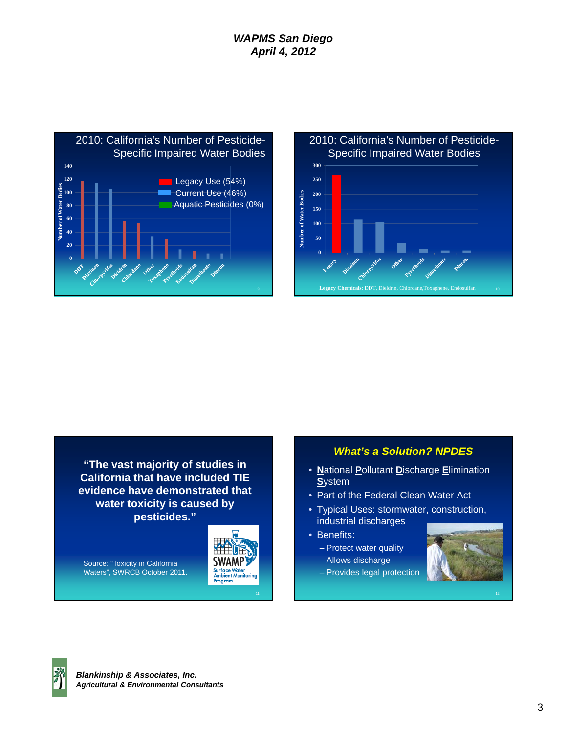## 2010: California's Number of Pesticide-Specific Impaired Water Bodies

Number of Water Bodies

- Legacy Use (54%)
- Current Use (46%)
- Aquatic Pesticides (0%)

DDT, Diazinon, Chlorpyrifos, Dieldrin, Chlordane, Other, Toxaphene, Pyrethoids, Endosulfan, Dimethoate, Diuron

## 2010: California's Number of Pesticide-Specific Impaired Water Bodies

Number of Water Bodies

Legacy, Diazinon, Chlorpyrifos, Other, Pyrethoids, Dimethoate, Diuron

**Legacy Chemicals**: DDT, Dieldrin, Chlordane, Toxaphene, Endosulfan

---

**"The vast majority of studies in California that have included TIE evidence have demonstrated that water toxicity is caused by pesticides."**

Source: "Toxicity in California Waters", SWRCB October 2011.

SWAMP Surface Water Ambient Monitoring Program

---

## *What's a Solution? NPDES*

- **N**ational **P**ollutant **D**ischarge **E**limination **S**ystem
- Part of the Federal Clean Water Act
- Typical Uses: stormwater, construction, industrial discharges
- Benefits:
  - Protect water quality
  - Allows discharge
  - Provides legal protection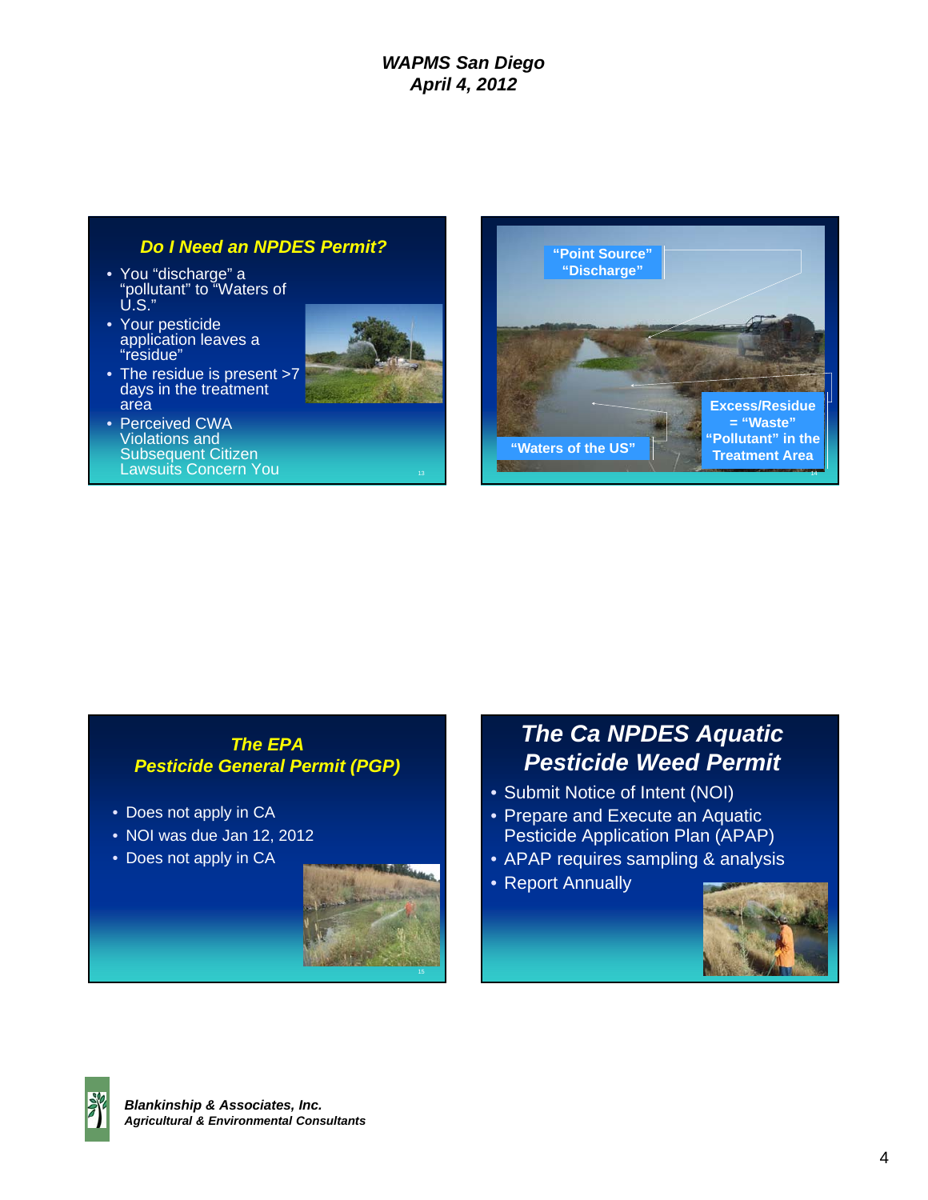## Do I Need an NPDES Permit?

- You "discharge" a "pollutant" to "Waters of U.S."
- Your pesticide application leaves a "residue"
- The residue is present >7 days in the treatment area
- Perceived CWA Violations and Subsequent Citizen Lawsuits Concern You

"Point Source" "Discharge"

"Waters of the US"

Excess/Residue = "Waste" "Pollutant" in the Treatment Area

## The EPA Pesticide General Permit (PGP)

- Does not apply in CA
- NOI was due Jan 12, 2012
- Does not apply in CA

## The Ca NPDES Aquatic Pesticide Weed Permit

- Submit Notice of Intent (NOI)
- Prepare and Execute an Aquatic Pesticide Application Plan (APAP)
- APAP requires sampling & analysis
- Report Annually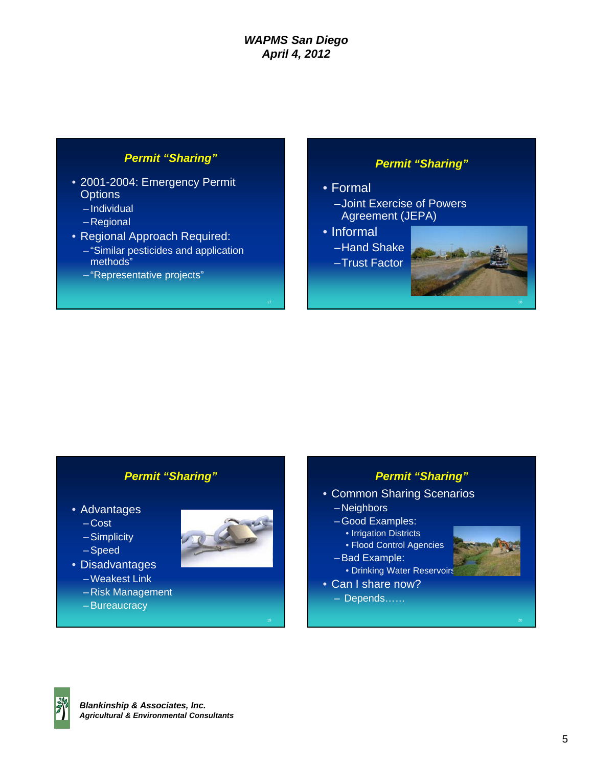## Permit "Sharing"

- 2001-2004: Emergency Permit Options
  - Individual
  - Regional
- Regional Approach Required:
  - "Similar pesticides and application methods"
  - "Representative projects"

## Permit "Sharing"

- Formal
  - Joint Exercise of Powers Agreement (JEPA)
- Informal
  - Hand Shake
  - Trust Factor

## Permit "Sharing"

- Advantages
  - Cost
  - Simplicity
  - Speed
- Disadvantages
  - Weakest Link
  - Risk Management
  - Bureaucracy

## Permit "Sharing"

- Common Sharing Scenarios
  - Neighbors
  - Good Examples:
    - Irrigation Districts
    - Flood Control Agencies
  - Bad Example:
    - Drinking Water Reservoirs
- Can I share now?
  - Depends……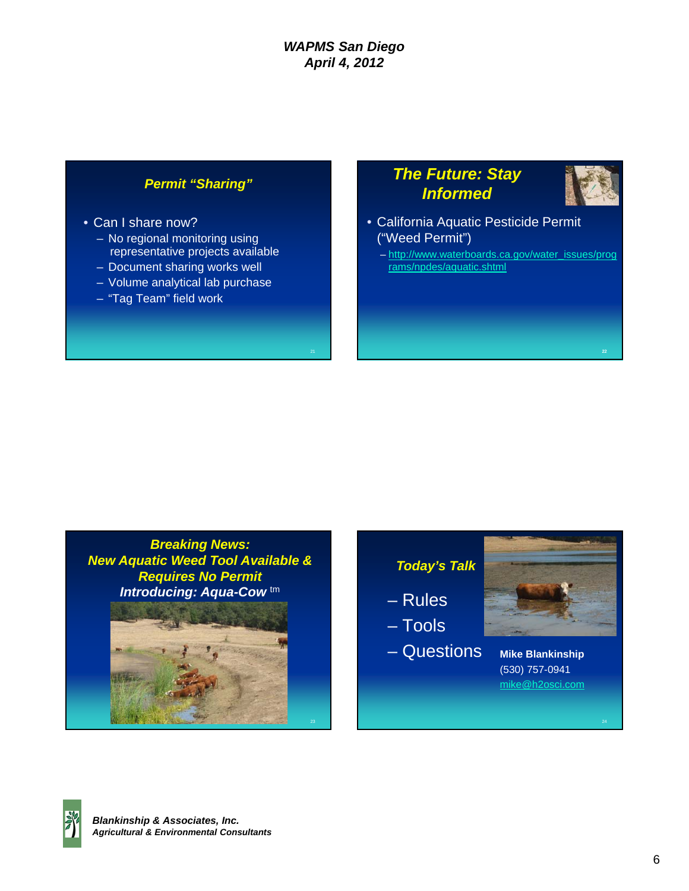### Permit "Sharing"

- Can I share now?
  - No regional monitoring using representative projects available
  - Document sharing works well
  - Volume analytical lab purchase
  - "Tag Team" field work

### The Future: Stay Informed

- California Aquatic Pesticide Permit ("Weed Permit")
  - http://www.waterboards.ca.gov/water_issues/programs/npdes/aquatic.shtml

### Breaking News: New Aquatic Weed Tool Available & Requires No Permit

**Introducing: Aqua-Cow tm**

### Today's Talk

- Rules
- Tools
- Questions

**Mike Blankinship**
(530) 757-0941
mike@h2osci.com

*Blankinship & Associates, Inc.*
*Agricultural & Environmental Consultants*